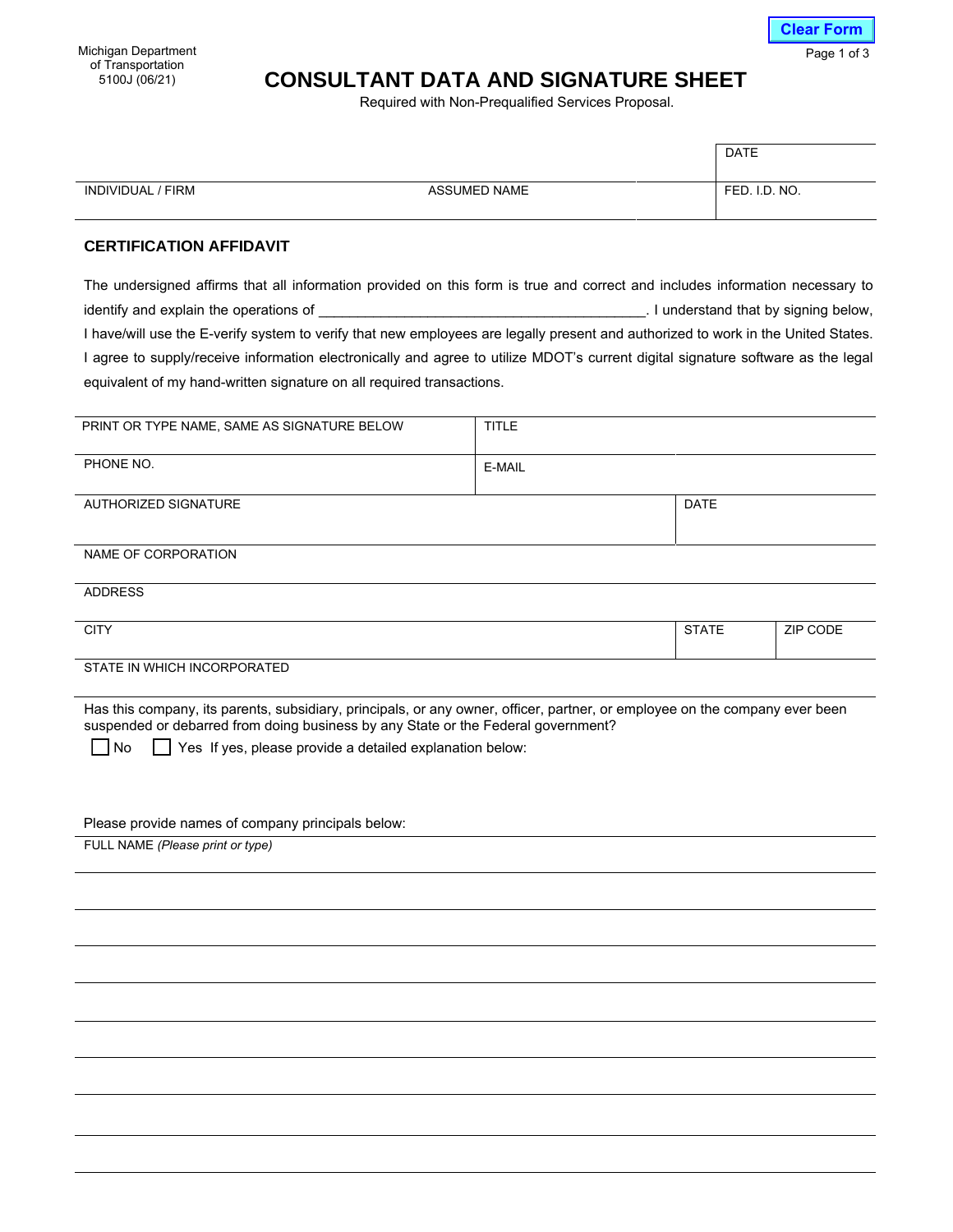Michigan Department of Transportation
5100J (06/21)

Clear Form

# CONSULTANT DATA AND SIGNATURE SHEET

Required with Non-Prequalified Services Proposal.

| | | DATE |
|---|---|---|
| INDIVIDUAL / FIRM | ASSUMED NAME | FED. I.D. NO. |

## CERTIFICATION AFFIDAVIT

The undersigned affirms that all information provided on this form is true and correct and includes information necessary to identify and explain the operations of ________________________________________. I understand that by signing below, I have/will use the E-verify system to verify that new employees are legally present and authorized to work in the United States. I agree to supply/receive information electronically and agree to utilize MDOT's current digital signature software as the legal equivalent of my hand-written signature on all required transactions.

| PRINT OR TYPE NAME, SAME AS SIGNATURE BELOW | TITLE | |
|---|---|---|
| PHONE NO. | E-MAIL | |
| AUTHORIZED SIGNATURE | | DATE |
| NAME OF CORPORATION | | |
| ADDRESS | | |
| CITY | STATE | ZIP CODE |
| STATE IN WHICH INCORPORATED | | |

Has this company, its parents, subsidiary, principals, or any owner, officer, partner, or employee on the company ever been suspended or debarred from doing business by any State or the Federal government?

☐ No ☐ Yes If yes, please provide a detailed explanation below:

Please provide names of company principals below:

| FULL NAME *(Please print or type)* |
|---|
| |
| |
| |
| |
| |
| |
| |
| |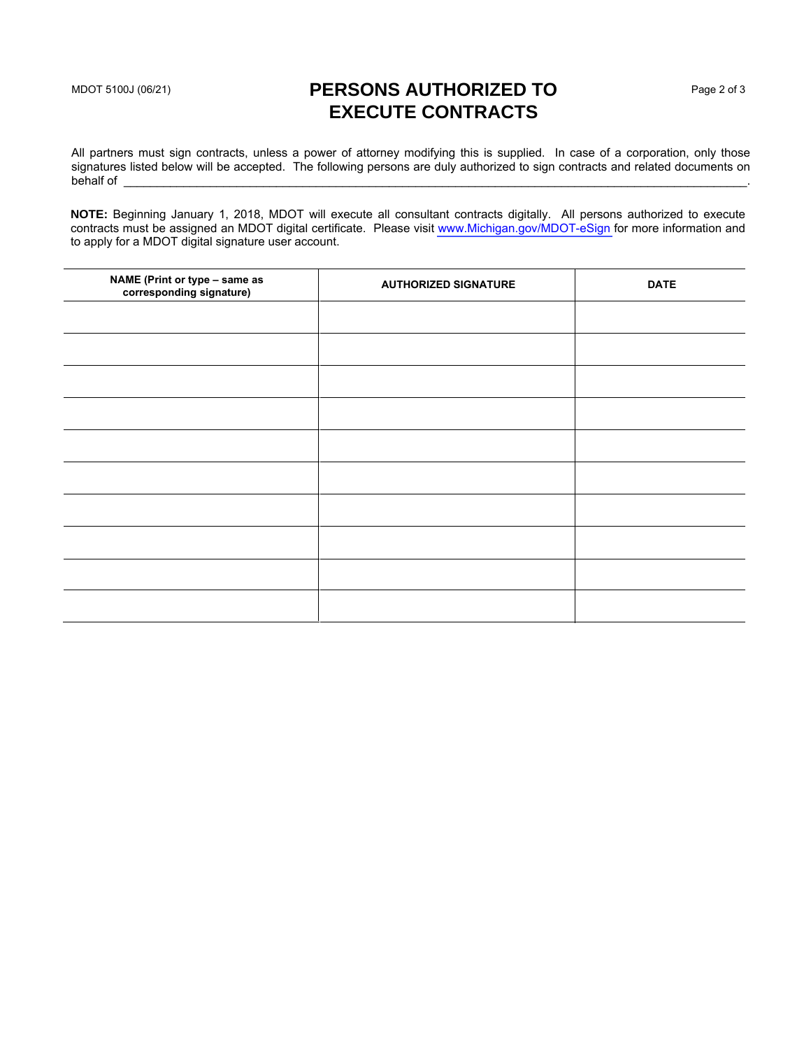MDOT 5100J (06/21)

# PERSONS AUTHORIZED TO EXECUTE CONTRACTS

All partners must sign contracts, unless a power of attorney modifying this is supplied. In case of a corporation, only those signatures listed below will be accepted. The following persons are duly authorized to sign contracts and related documents on behalf of \_\_\_\_\_\_\_\_\_\_\_\_\_\_\_\_\_\_\_\_\_\_\_\_\_\_\_\_\_\_\_\_\_\_\_\_\_\_\_\_\_\_\_\_\_\_\_\_\_\_\_\_\_\_\_\_\_\_\_\_\_\_\_\_\_\_\_\_\_\_\_\_\_\_\_\_\_\_.

**NOTE:** Beginning January 1, 2018, MDOT will execute all consultant contracts digitally. All persons authorized to execute contracts must be assigned an MDOT digital certificate. Please visit www.Michigan.gov/MDOT-eSign for more information and to apply for a MDOT digital signature user account.

| NAME (Print or type – same as corresponding signature) | AUTHORIZED SIGNATURE | DATE |
|---|---|---|
| | | |
| | | |
| | | |
| | | |
| | | |
| | | |
| | | |
| | | |
| | | |
| | | |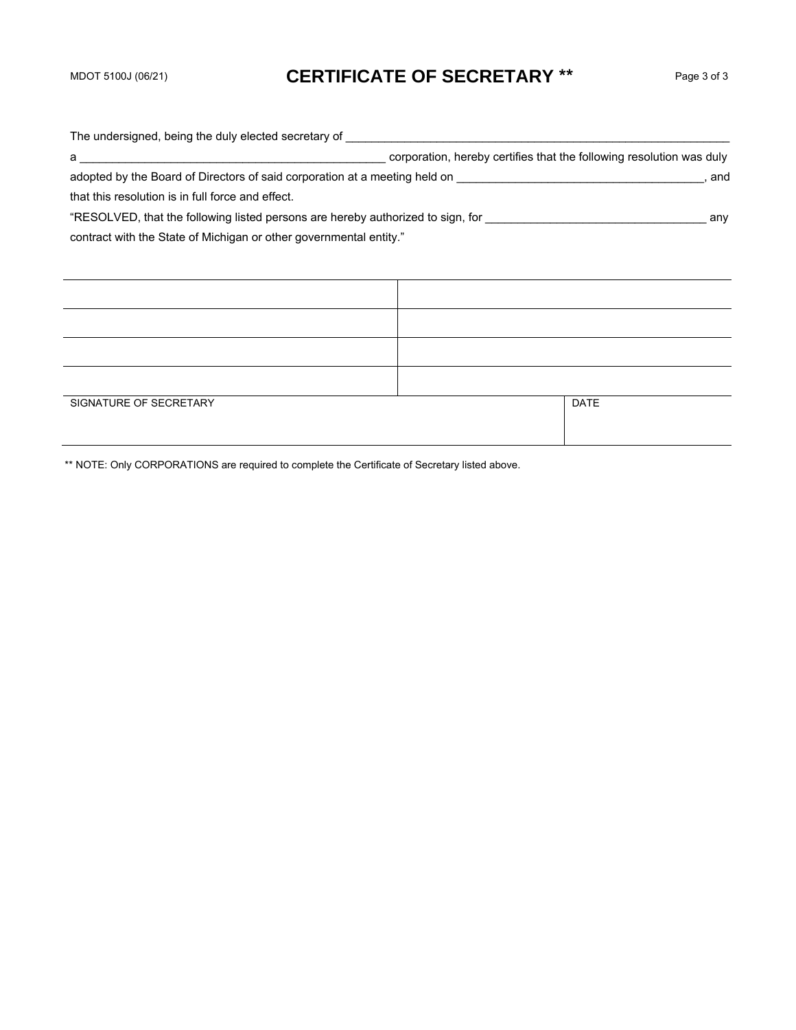MDOT 5100J (06/21)

# CERTIFICATE OF SECRETARY **

The undersigned, being the duly elected secretary of ____________________________________________________________
a ______________________________________________ corporation, hereby certifies that the following resolution was duly adopted by the Board of Directors of said corporation at a meeting held on ______________________________________, and that this resolution is in full force and effect.

"RESOLVED, that the following listed persons are hereby authorized to sign, for __________________________________ any contract with the State of Michigan or other governmental entity."

| | |
|---|---|
| | |
| | |
| | |
| | |

| SIGNATURE OF SECRETARY | DATE |
|---|---|
| | |

** NOTE: Only CORPORATIONS are required to complete the Certificate of Secretary listed above.